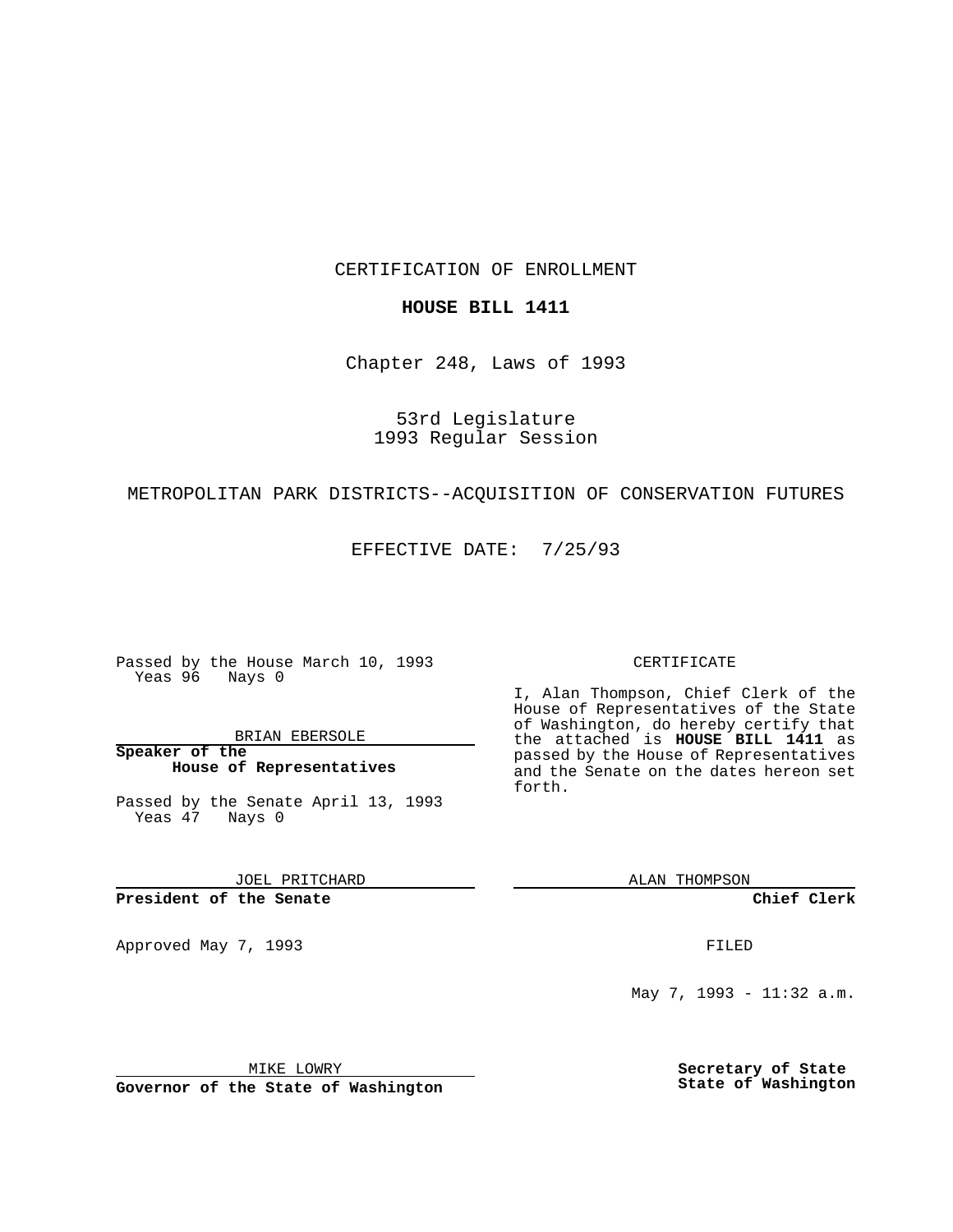CERTIFICATION OF ENROLLMENT

**HOUSE BILL 1411**

Chapter 248, Laws of 1993

53rd Legislature
1993 Regular Session

METROPOLITAN PARK DISTRICTS--ACQUISITION OF CONSERVATION FUTURES

EFFECTIVE DATE: 7/25/93

Passed by the House March 10, 1993
Yeas 96 Nays 0

BRIAN EBERSOLE

**Speaker of the House of Representatives**

Passed by the Senate April 13, 1993
Yeas 47 Nays 0

JOEL PRITCHARD

**President of the Senate**

Approved May 7, 1993

MIKE LOWRY

**Governor of the State of Washington**

CERTIFICATE

I, Alan Thompson, Chief Clerk of the House of Representatives of the State of Washington, do hereby certify that the attached is **HOUSE BILL 1411** as passed by the House of Representatives and the Senate on the dates hereon set forth.

ALAN THOMPSON

**Chief Clerk**

FILED

May 7, 1993 - 11:32 a.m.

**Secretary of State State of Washington**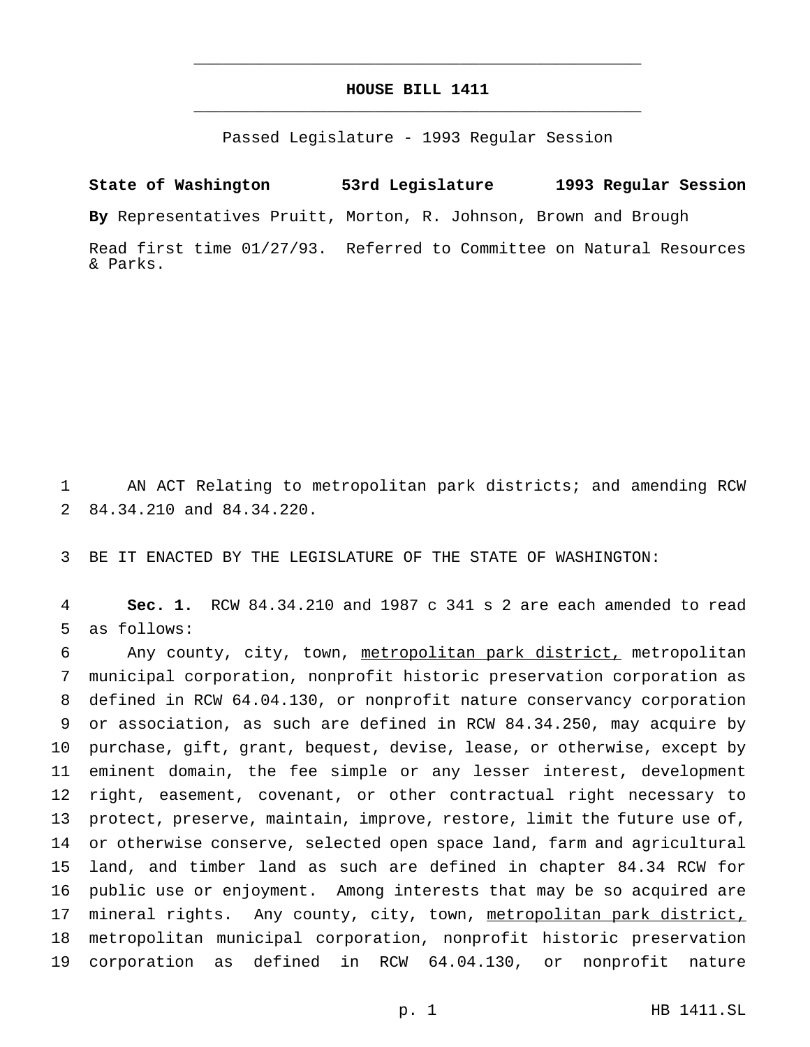# HOUSE BILL 1411

Passed Legislature - 1993 Regular Session

**State of Washington 53rd Legislature 1993 Regular Session**

**By** Representatives Pruitt, Morton, R. Johnson, Brown and Brough

Read first time 01/27/93. Referred to Committee on Natural Resources & Parks.

AN ACT Relating to metropolitan park districts; and amending RCW 84.34.210 and 84.34.220.

BE IT ENACTED BY THE LEGISLATURE OF THE STATE OF WASHINGTON:

**Sec. 1.** RCW 84.34.210 and 1987 c 341 s 2 are each amended to read as follows:

Any county, city, town, <u>metropolitan park district,</u> metropolitan municipal corporation, nonprofit historic preservation corporation as defined in RCW 64.04.130, or nonprofit nature conservancy corporation or association, as such are defined in RCW 84.34.250, may acquire by purchase, gift, grant, bequest, devise, lease, or otherwise, except by eminent domain, the fee simple or any lesser interest, development right, easement, covenant, or other contractual right necessary to protect, preserve, maintain, improve, restore, limit the future use of, or otherwise conserve, selected open space land, farm and agricultural land, and timber land as such are defined in chapter 84.34 RCW for public use or enjoyment. Among interests that may be so acquired are mineral rights. Any county, city, town, <u>metropolitan park district,</u> metropolitan municipal corporation, nonprofit historic preservation corporation as defined in RCW 64.04.130, or nonprofit nature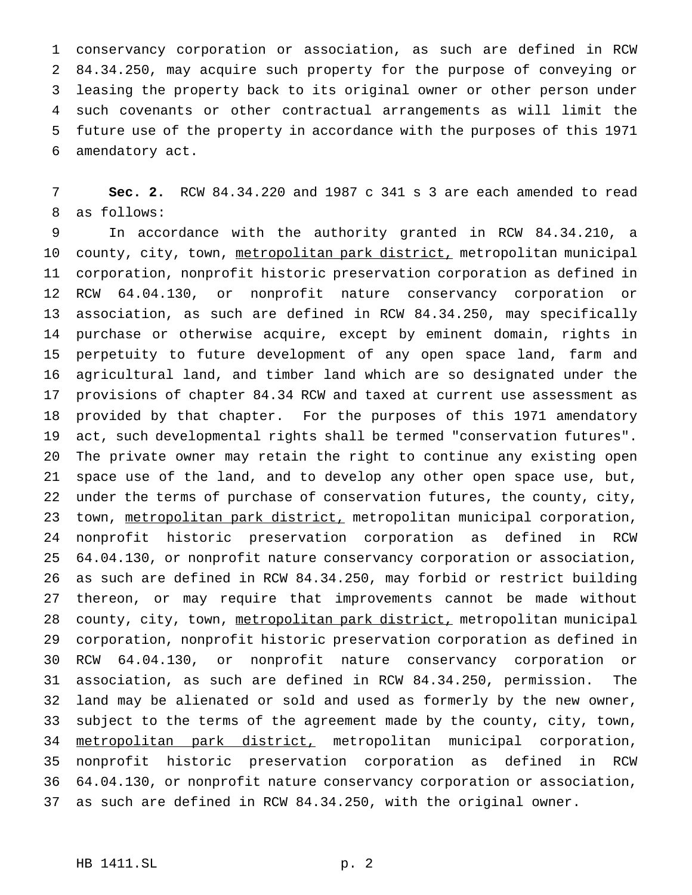conservancy corporation or association, as such are defined in RCW 84.34.250, may acquire such property for the purpose of conveying or leasing the property back to its original owner or other person under such covenants or other contractual arrangements as will limit the future use of the property in accordance with the purposes of this 1971 amendatory act.

**Sec. 2.** RCW 84.34.220 and 1987 c 341 s 3 are each amended to read as follows:

In accordance with the authority granted in RCW 84.34.210, a county, city, town, metropolitan park district, metropolitan municipal corporation, nonprofit historic preservation corporation as defined in RCW 64.04.130, or nonprofit nature conservancy corporation or association, as such are defined in RCW 84.34.250, may specifically purchase or otherwise acquire, except by eminent domain, rights in perpetuity to future development of any open space land, farm and agricultural land, and timber land which are so designated under the provisions of chapter 84.34 RCW and taxed at current use assessment as provided by that chapter. For the purposes of this 1971 amendatory act, such developmental rights shall be termed "conservation futures". The private owner may retain the right to continue any existing open space use of the land, and to develop any other open space use, but, under the terms of purchase of conservation futures, the county, city, town, metropolitan park district, metropolitan municipal corporation, nonprofit historic preservation corporation as defined in RCW 64.04.130, or nonprofit nature conservancy corporation or association, as such are defined in RCW 84.34.250, may forbid or restrict building thereon, or may require that improvements cannot be made without county, city, town, metropolitan park district, metropolitan municipal corporation, nonprofit historic preservation corporation as defined in RCW 64.04.130, or nonprofit nature conservancy corporation or association, as such are defined in RCW 84.34.250, permission. The land may be alienated or sold and used as formerly by the new owner, subject to the terms of the agreement made by the county, city, town, metropolitan park district, metropolitan municipal corporation, nonprofit historic preservation corporation as defined in RCW 64.04.130, or nonprofit nature conservancy corporation or association, as such are defined in RCW 84.34.250, with the original owner.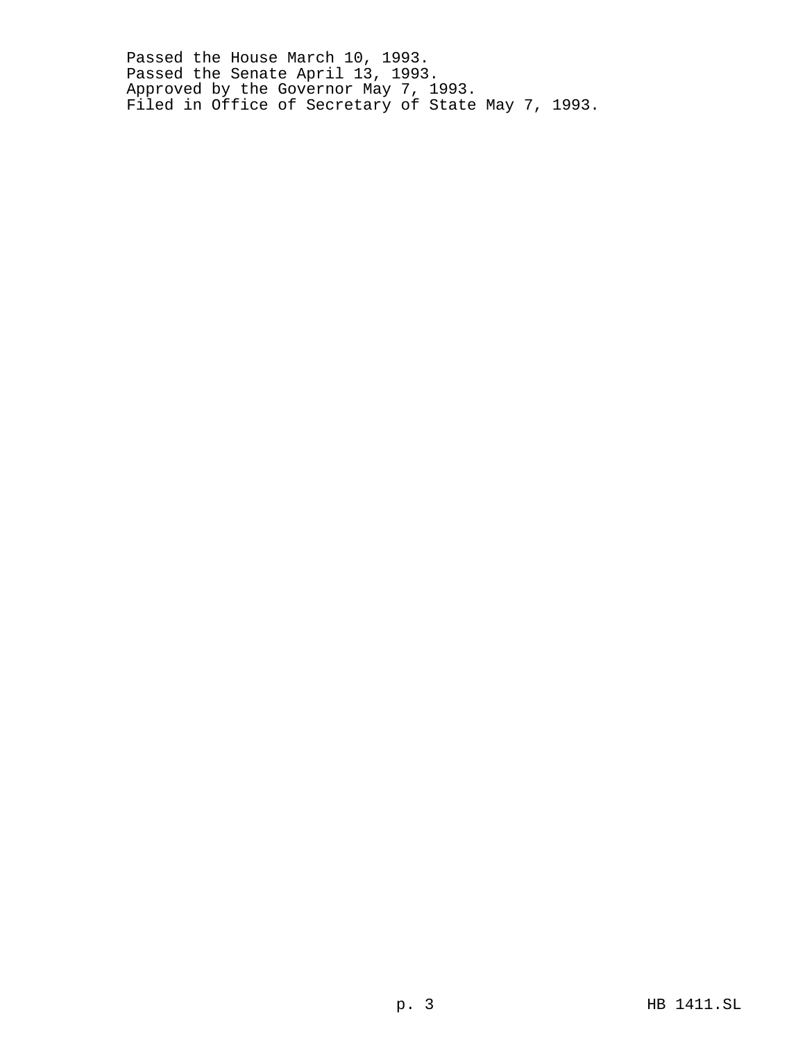Passed the House March 10, 1993.
Passed the Senate April 13, 1993.
Approved by the Governor May 7, 1993.
Filed in Office of Secretary of State May 7, 1993.